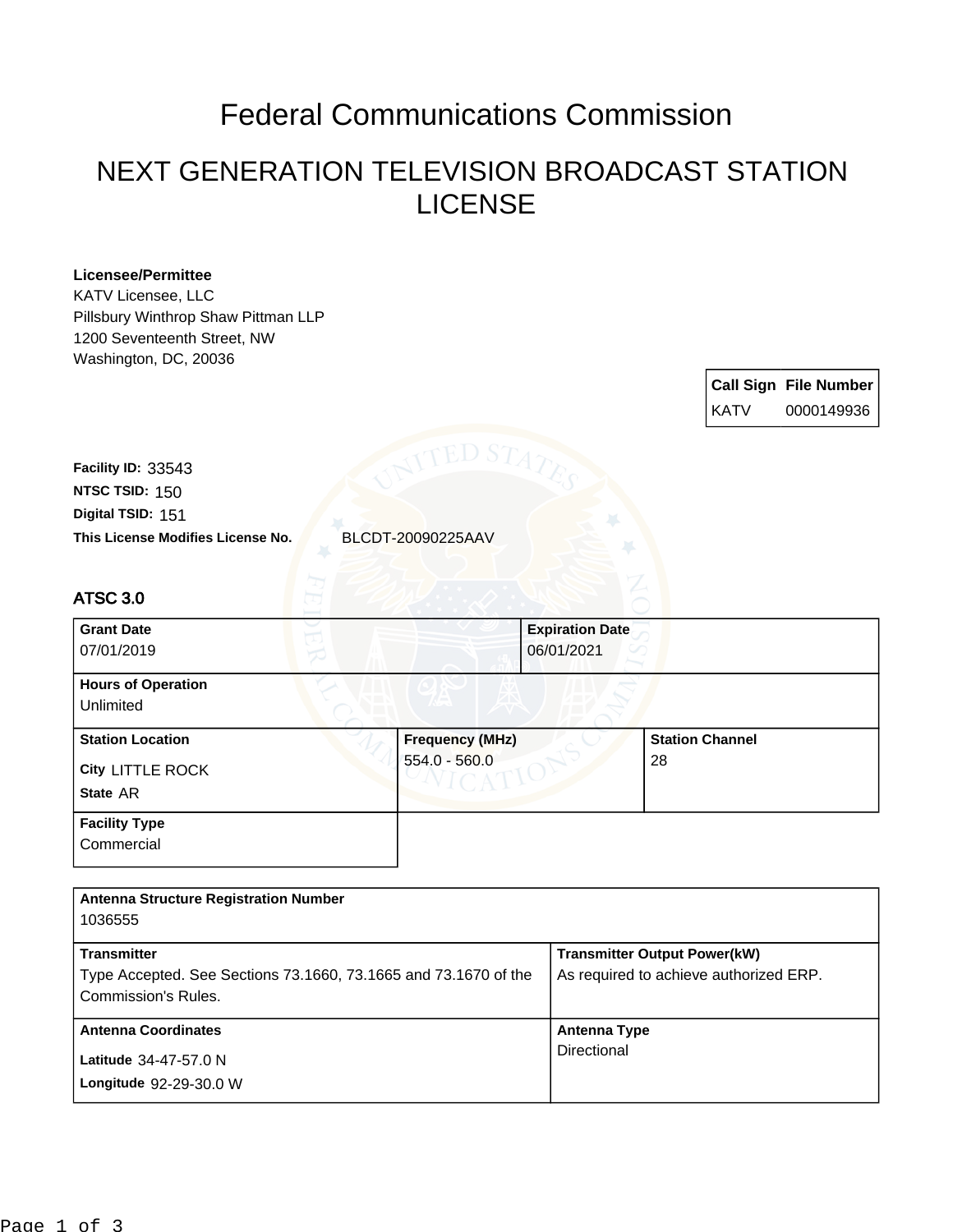# Federal Communications Commission

## NEXT GENERATION TELEVISION BROADCAST STATION LICENSE

**Licensee/Permittee**
KATV Licensee, LLC
Pillsbury Winthrop Shaw Pittman LLP
1200 Seventeenth Street, NW
Washington, DC, 20036

| Call Sign | File Number |
|---|---|
| KATV | 0000149936 |

**Facility ID:** 33543
**NTSC TSID:** 150
**Digital TSID:** 151
**This License Modifies License No.** BLCDT-20090225AAV

### ATSC 3.0

| Grant Date | Expiration Date |
|---|---|
| 07/01/2019 | 06/01/2021 |

| Hours of Operation |
|---|
| Unlimited |

| Station Location | Frequency (MHz) | Station Channel |
|---|---|---|
| City LITTLE ROCK<br>State AR | 554.0 - 560.0 | 28 |

| Facility Type |
|---|
| Commercial |

| Antenna Structure Registration Number | |
|---|---|
| 1036555 | |
| **Transmitter** | **Transmitter Output Power(kW)** |
| Type Accepted. See Sections 73.1660, 73.1665 and 73.1670 of the Commission's Rules. | As required to achieve authorized ERP. |
| **Antenna Coordinates** | **Antenna Type** |
| Latitude 34-47-57.0 N<br>Longitude 92-29-30.0 W | Directional |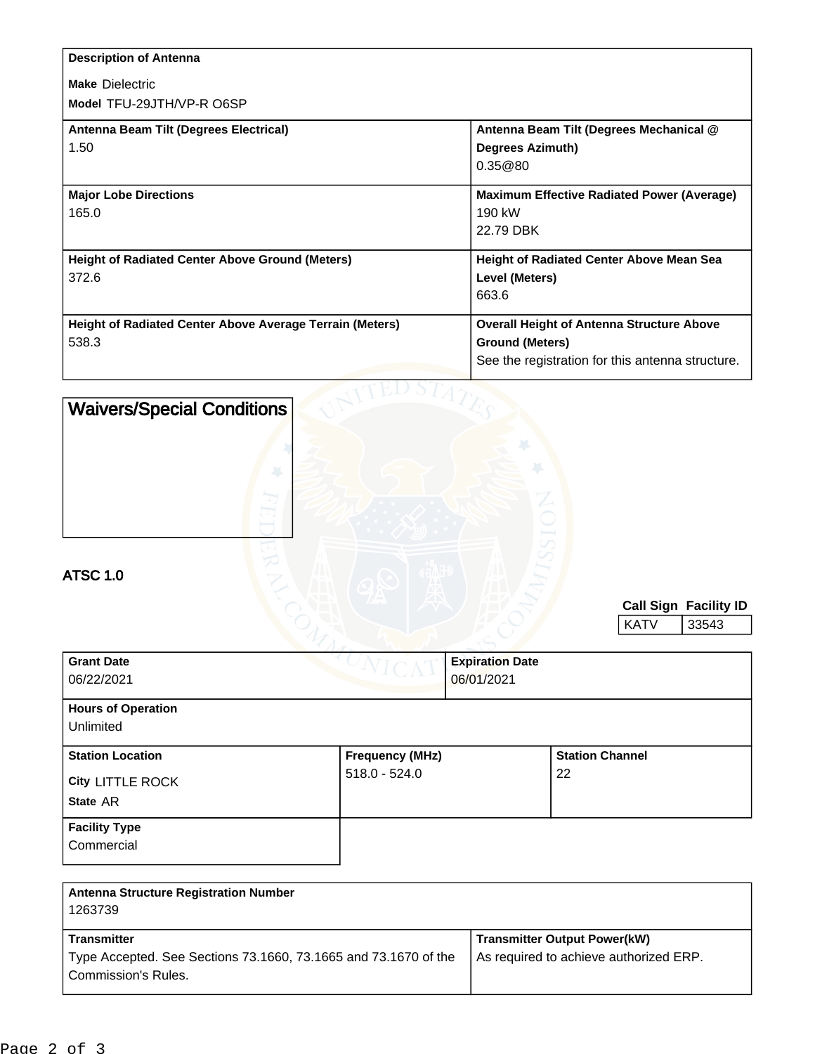| Description of Antenna | |
|---|---|
| **Make** Dielectric<br>**Model** TFU-29JTH/VP-R O6SP | |
| **Antenna Beam Tilt (Degrees Electrical)**<br>1.50 | **Antenna Beam Tilt (Degrees Mechanical @ Degrees Azimuth)**<br>0.35@80 |
| **Major Lobe Directions**<br>165.0 | **Maximum Effective Radiated Power (Average)**<br>190 kW<br>22.79 DBK |
| **Height of Radiated Center Above Ground (Meters)**<br>372.6 | **Height of Radiated Center Above Mean Sea Level (Meters)**<br>663.6 |
| **Height of Radiated Center Above Average Terrain (Meters)**<br>538.3 | **Overall Height of Antenna Structure Above Ground (Meters)**<br>See the registration for this antenna structure. |

## Waivers/Special Conditions

## ATSC 1.0

| Call Sign | Facility ID |
|---|---|
| KATV | 33543 |

| Grant Date | Expiration Date |
|---|---|
| 06/22/2021 | 06/01/2021 |

| Hours of Operation |
|---|
| Unlimited |

| Station Location | Frequency (MHz) | Station Channel |
|---|---|---|
| **City** LITTLE ROCK<br>**State** AR | 518.0 - 524.0 | 22 |

| Facility Type |
|---|
| Commercial |

| Antenna Structure Registration Number | |
|---|---|
| 1263739 | |
| **Transmitter**<br>Type Accepted. See Sections 73.1660, 73.1665 and 73.1670 of the Commission's Rules. | **Transmitter Output Power(kW)**<br>As required to achieve authorized ERP. |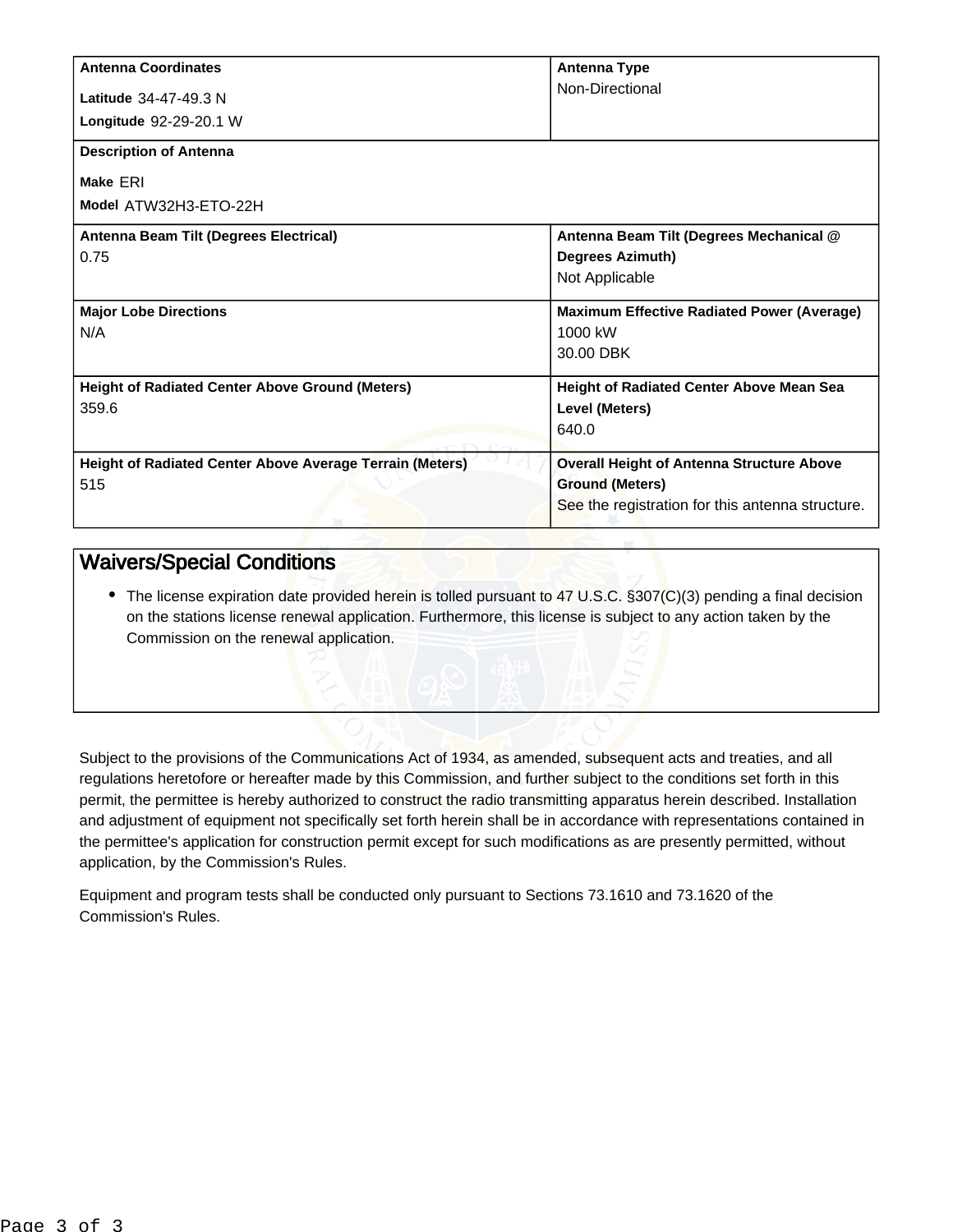| | |
|---|---|
| **Antenna Coordinates**<br>**Latitude** 34-47-49.3 N<br>**Longitude** 92-29-20.1 W | **Antenna Type**<br>Non-Directional |
| **Description of Antenna**<br>**Make** ERI<br>**Model** ATW32H3-ETO-22H | |
| **Antenna Beam Tilt (Degrees Electrical)**<br>0.75 | **Antenna Beam Tilt (Degrees Mechanical @ Degrees Azimuth)**<br>Not Applicable |
| **Major Lobe Directions**<br>N/A | **Maximum Effective Radiated Power (Average)**<br>1000 kW<br>30.00 DBK |
| **Height of Radiated Center Above Ground (Meters)**<br>359.6 | **Height of Radiated Center Above Mean Sea Level (Meters)**<br>640.0 |
| **Height of Radiated Center Above Average Terrain (Meters)**<br>515 | **Overall Height of Antenna Structure Above Ground (Meters)**<br>See the registration for this antenna structure. |

## Waivers/Special Conditions

- The license expiration date provided herein is tolled pursuant to 47 U.S.C. §307(C)(3) pending a final decision on the stations license renewal application. Furthermore, this license is subject to any action taken by the Commission on the renewal application.

Subject to the provisions of the Communications Act of 1934, as amended, subsequent acts and treaties, and all regulations heretofore or hereafter made by this Commission, and further subject to the conditions set forth in this permit, the permittee is hereby authorized to construct the radio transmitting apparatus herein described. Installation and adjustment of equipment not specifically set forth herein shall be in accordance with representations contained in the permittee's application for construction permit except for such modifications as are presently permitted, without application, by the Commission's Rules.

Equipment and program tests shall be conducted only pursuant to Sections 73.1610 and 73.1620 of the Commission's Rules.